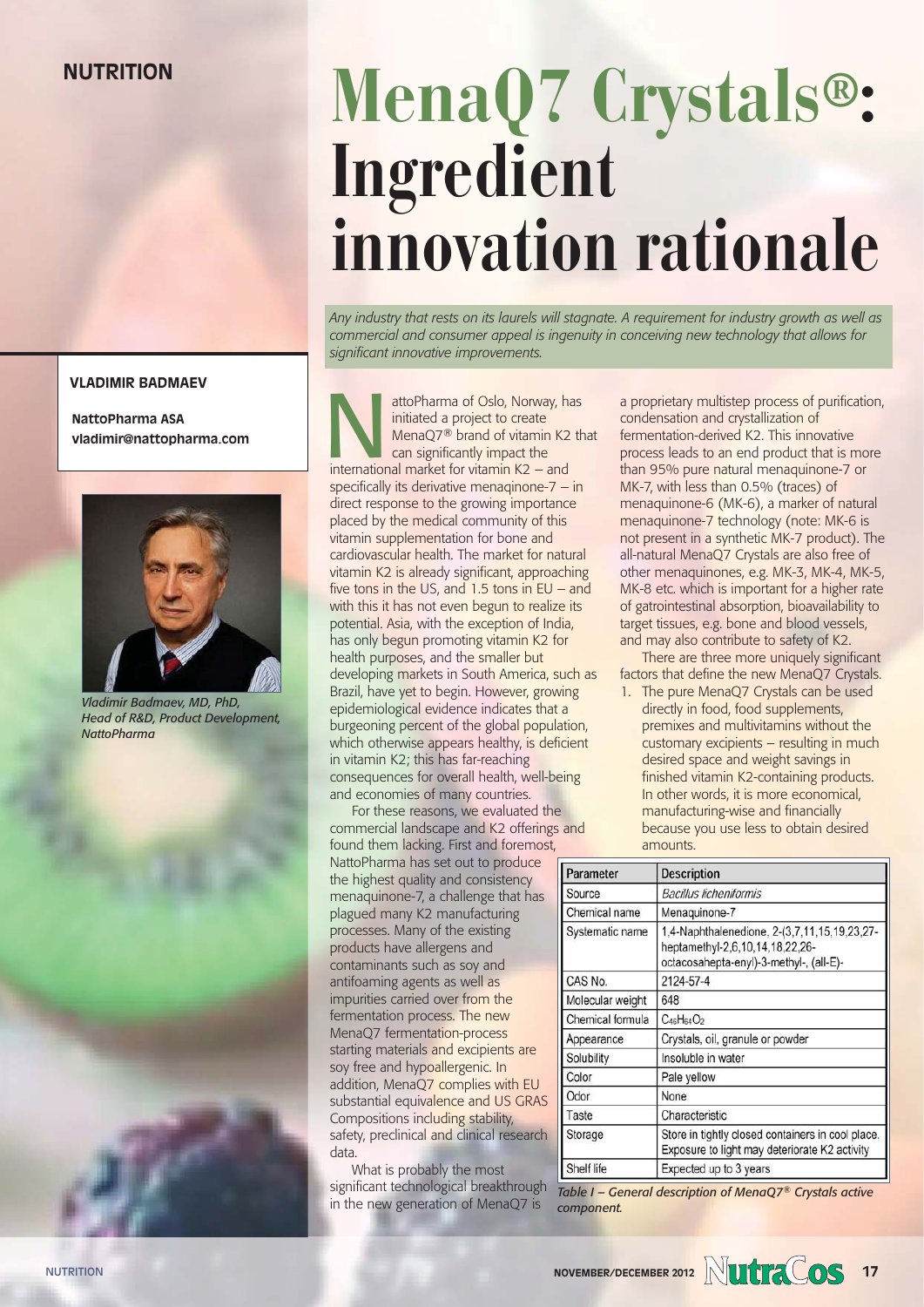NUTRITION

# MenaQ7 Crystals®: Ingredient innovation rationale

*Any industry that rests on its laurels will stagnate. A requirement for industry growth as well as commercial and consumer appeal is ingenuity in conceiving new technology that allows for significant innovative improvements.*

**VLADIMIR BADMAEV**

**NattoPharma ASA**
**vladimir@nattopharma.com**

*Vladimir Badmaev, MD, PhD, Head of R&D, Product Development, NattoPharma*

NattoPharma of Oslo, Norway, has initiated a project to create MenaQ7® brand of vitamin K2 that can significantly impact the international market for vitamin K2 – and specifically its derivative menaqinone-7 – in direct response to the growing importance placed by the medical community of this vitamin supplementation for bone and cardiovascular health. The market for natural vitamin K2 is already significant, approaching five tons in the US, and 1.5 tons in EU – and with this it has not even begun to realize its potential. Asia, with the exception of India, has only begun promoting vitamin K2 for health purposes, and the smaller but developing markets in South America, such as Brazil, have yet to begin. However, growing epidemiological evidence indicates that a burgeoning percent of the global population, which otherwise appears healthy, is deficient in vitamin K2; this has far-reaching consequences for overall health, well-being and economies of many countries.

For these reasons, we evaluated the commercial landscape and K2 offerings and found them lacking. First and foremost, NattoPharma has set out to produce the highest quality and consistency menaquinone-7, a challenge that has plagued many K2 manufacturing processes. Many of the existing products have allergens and contaminants such as soy and antifoaming agents as well as impurities carried over from the fermentation process. The new MenaQ7 fermentation-process starting materials and excipients are soy free and hypoallergenic. In addition, MenaQ7 complies with EU substantial equivalence and US GRAS Compositions including stability, safety, preclinical and clinical research data.

What is probably the most significant technological breakthrough in the new generation of MenaQ7 is a proprietary multistep process of purification, condensation and crystallization of fermentation-derived K2. This innovative process leads to an end product that is more than 95% pure natural menaquinone-7 or MK-7, with less than 0.5% (traces) of menaquinone-6 (MK-6), a marker of natural menaquinone-7 technology (note: MK-6 is not present in a synthetic MK-7 product). The all-natural MenaQ7 Crystals are also free of other menaquinones, e.g. MK-3, MK-4, MK-5, MK-8 etc. which is important for a higher rate of gatrointestinal absorption, bioavailability to target tissues, e.g. bone and blood vessels, and may also contribute to safety of K2.

There are three more uniquely significant factors that define the new MenaQ7 Crystals.

1. The pure MenaQ7 Crystals can be used directly in food, food supplements, premixes and multivitamins without the customary excipients – resulting in much desired space and weight savings in finished vitamin K2-containing products. In other words, it is more economical, manufacturing-wise and financially because you use less to obtain desired amounts.

| Parameter | Description |
|---|---|
| Source | *Bacillus licheniformis* |
| Chemical name | Menaquinone-7 |
| Systematic name | 1,4-Naphthalenedione, 2-(3,7,11,15,19,23,27-heptamethyl-2,6,10,14,18,22,26-octacosahepta-enyl)-3-methyl-, (all-E)- |
| CAS No. | 2124-57-4 |
| Molecular weight | 648 |
| Chemical formula | $C_{46}H_{64}O_2$ |
| Appearance | Crystals, oil, granule or powder |
| Solubility | Insoluble in water |
| Color | Pale yellow |
| Odor | None |
| Taste | Characteristic |
| Storage | Store in tightly closed containers in cool place. Exposure to light may deteriorate K2 activity |
| Shelf life | Expected up to 3 years |

*Table I – General description of MenaQ7® Crystals active component.*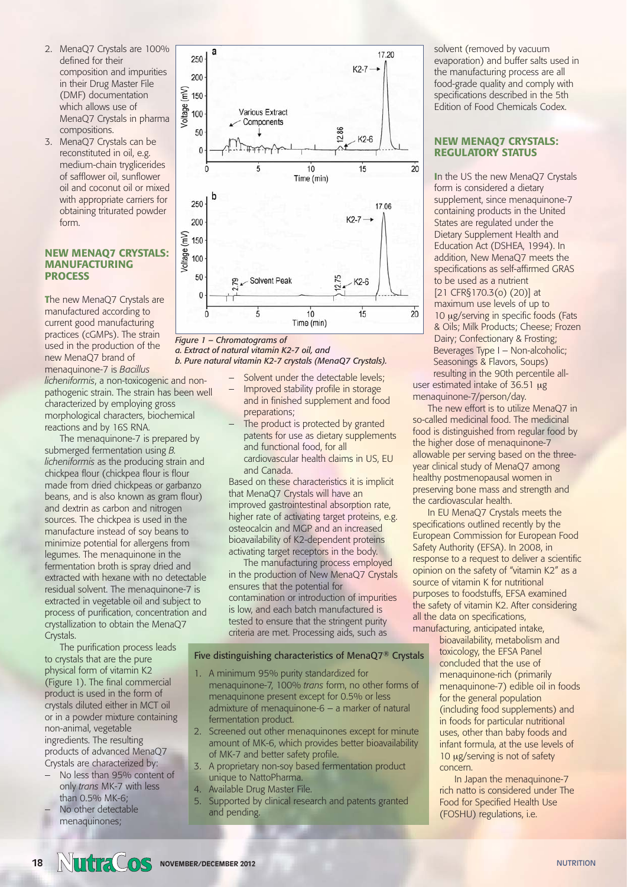2. MenaQ7 Crystals are 100% defined for their composition and impurities in their Drug Master File (DMF) documentation which allows use of MenaQ7 Crystals in pharma compositions.
3. MenaQ7 Crystals can be reconstituted in oil, e.g. medium-chain tryglicerides of safflower oil, sunflower oil and coconut oil or mixed with appropriate carriers for obtaining triturated powder form.

## NEW MENAQ7 CRYSTALS: MANUFACTURING PROCESS

The new MenaQ7 Crystals are manufactured according to current good manufacturing practices (cGMPs). The strain used in the production of the new MenaQ7 brand of menaquinone-7 is *Bacillus licheniformis*, a non-toxicogenic and non-pathogenic strain. The strain has been well characterized by employing gross morphological characters, biochemical reactions and by 16S RNA.

The menaquinone-7 is prepared by submerged fermentation using *B. licheniformis* as the producing strain and chickpea flour (chickpea flour is flour made from dried chickpeas or garbanzo beans, and is also known as gram flour) and dextrin as carbon and nitrogen sources. The chickpea is used in the manufacture instead of soy beans to minimize potential for allergens from legumes. The menaquinone in the fermentation broth is spray dried and extracted with hexane with no detectable residual solvent. The menaquinone-7 is extracted in vegetable oil and subject to process of purification, concentration and crystallization to obtain the MenaQ7 Crystals.

The purification process leads to crystals that are the pure physical form of vitamin K2 (Figure 1). The final commercial product is used in the form of crystals diluted either in MCT oil or in a powder mixture containing non-animal, vegetable ingredients. The resulting products of advanced MenaQ7 Crystals are characterized by:

- No less than 95% content of only *trans* MK-7 with less than 0.5% MK-6;
- No other detectable menaquinones;
- Solvent under the detectable levels;
- Improved stability profile in storage and in finished supplement and food preparations;
- The product is protected by granted patents for use as dietary supplements and functional food, for all cardiovascular health claims in US, EU and Canada.

*Figure 1 – Chromatograms of*
*a. Extract of natural vitamin K2-7 oil, and*
*b. Pure natural vitamin K2-7 crystals (MenaQ7 Crystals).*

Based on these characteristics it is implicit that MenaQ7 Crystals will have an improved gastrointestinal absorption rate, higher rate of activating target proteins, e.g. osteocalcin and MGP and an increased bioavailability of K2-dependent proteins activating target receptors in the body.

The manufacturing process employed in the production of New MenaQ7 Crystals ensures that the potential for contamination or introduction of impurities is low, and each batch manufactured is tested to ensure that the stringent purity criteria are met. Processing aids, such as solvent (removed by vacuum evaporation) and buffer salts used in the manufacturing process are all food-grade quality and comply with specifications described in the 5th Edition of Food Chemicals Codex.

### Five distinguishing characteristics of MenaQ7® Crystals

1. A minimum 95% purity standardized for menaquinone-7, 100% *trans* form, no other forms of menaquinone present except for 0.5% or less admixture of menaquinone-6 – a marker of natural fermentation product.
2. Screened out other menaquinones except for minute amount of MK-6, which provides better bioavailability of MK-7 and better safety profile.
3. A proprietary non-soy based fermentation product unique to NattoPharma.
4. Available Drug Master File.
5. Supported by clinical research and patents granted and pending.

## NEW MENAQ7 CRYSTALS: REGULATORY STATUS

In the US the new MenaQ7 Crystals form is considered a dietary supplement, since menaquinone-7 containing products in the United States are regulated under the Dietary Supplement Health and Education Act (DSHEA, 1994). In addition, New MenaQ7 meets the specifications as self-affirmed GRAS to be used as a nutrient [21 CFR§170.3(o) (20)] at maximum use levels of up to 10 μg/serving in specific foods (Fats & Oils; Milk Products; Cheese; Frozen Dairy; Confectionary & Frosting; Beverages Type I – Non-alcoholic; Seasonings & Flavors, Soups) resulting in the 90th percentile all-user estimated intake of 36.51 μg menaquinone-7/person/day.

The new effort is to utilize MenaQ7 in so-called medicinal food. The medicinal food is distinguished from regular food by the higher dose of menaquinone-7 allowable per serving based on the three-year clinical study of MenaQ7 among healthy postmenopausal women in preserving bone mass and strength and the cardiovascular health.

In EU MenaQ7 Crystals meets the specifications outlined recently by the European Commission for European Food Safety Authority (EFSA). In 2008, in response to a request to deliver a scientific opinion on the safety of "vitamin K2" as a source of vitamin K for nutritional purposes to foodstuffs, EFSA examined the safety of vitamin K2. After considering all the data on specifications, manufacturing, anticipated intake, bioavailability, metabolism and toxicology, the EFSA Panel concluded that the use of menaquinone-rich (primarily menaquinone-7) edible oil in foods for the general population (including food supplements) and in foods for particular nutritional uses, other than baby foods and infant formula, at the use levels of 10 μg/serving is not of safety concern.

In Japan the menaquinone-7 rich natto is considered under The Food for Specified Health Use (FOSHU) regulations, i.e.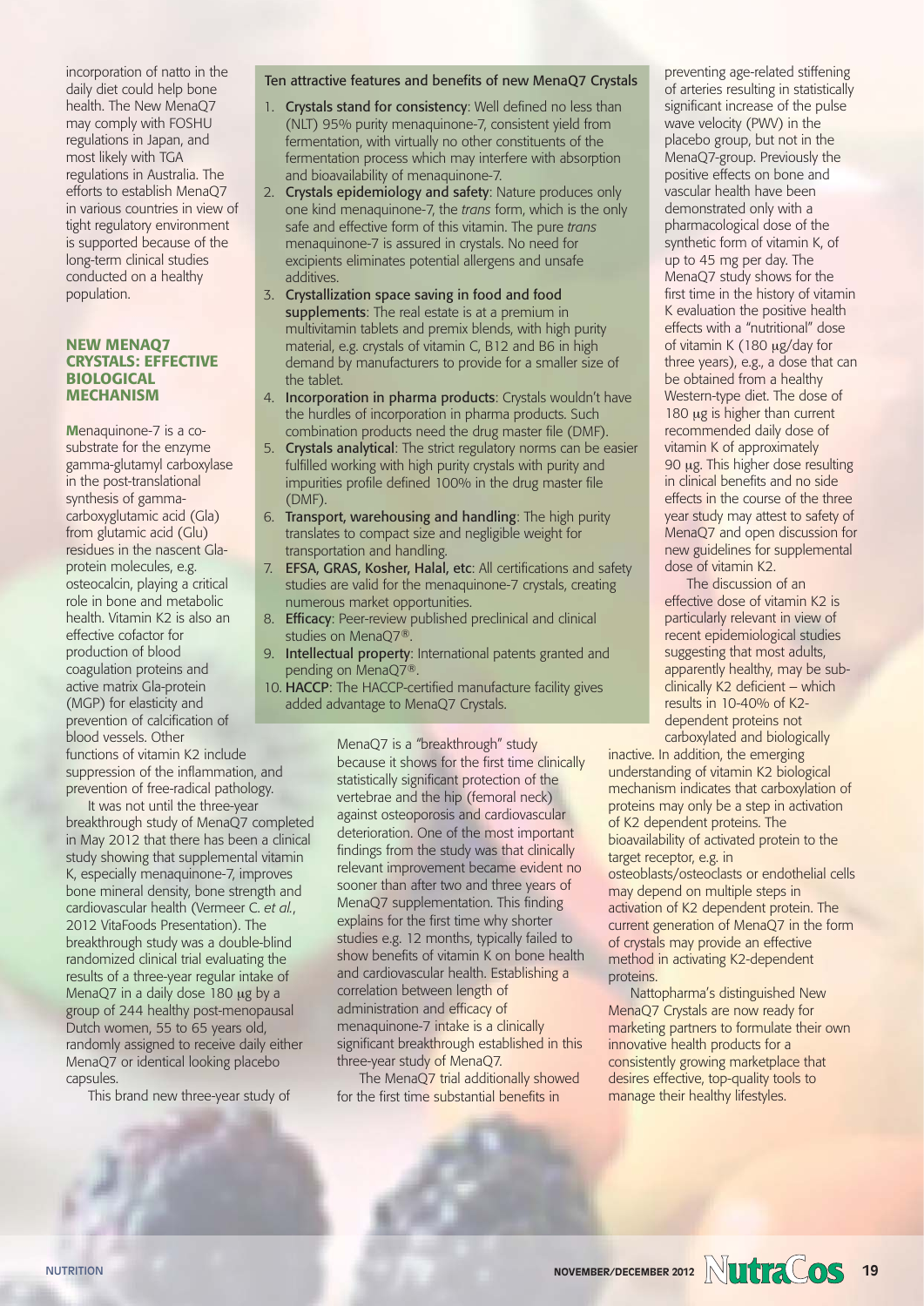incorporation of natto in the daily diet could help bone health. The New MenaQ7 may comply with FOSHU regulations in Japan, and most likely with TGA regulations in Australia. The efforts to establish MenaQ7 in various countries in view of tight regulatory environment is supported because of the long-term clinical studies conducted on a healthy population.

## NEW MENAQ7 CRYSTALS: EFFECTIVE BIOLOGICAL MECHANISM

**M**enaquinone-7 is a co-substrate for the enzyme gamma-glutamyl carboxylase in the post-translational synthesis of gamma-carboxyglutamic acid (Gla) from glutamic acid (Glu) residues in the nascent Gla-protein molecules, e.g. osteocalcin, playing a critical role in bone and metabolic health. Vitamin K2 is also an effective cofactor for production of blood coagulation proteins and active matrix Gla-protein (MGP) for elasticity and prevention of calcification of blood vessels. Other functions of vitamin K2 include suppression of the inflammation, and prevention of free-radical pathology.

It was not until the three-year breakthrough study of MenaQ7 completed in May 2012 that there has been a clinical study showing that supplemental vitamin K, especially menaquinone-7, improves bone mineral density, bone strength and cardiovascular health (Vermeer C. *et al.*, 2012 VitaFoods Presentation). The breakthrough study was a double-blind randomized clinical trial evaluating the results of a three-year regular intake of MenaQ7 in a daily dose 180 μg by a group of 244 healthy post-menopausal Dutch women, 55 to 65 years old, randomly assigned to receive daily either MenaQ7 or identical looking placebo capsules.

This brand new three-year study of

### Ten attractive features and benefits of new MenaQ7 Crystals

1. **Crystals stand for consistency**: Well defined no less than (NLT) 95% purity menaquinone-7, consistent yield from fermentation, with virtually no other constituents of the fermentation process which may interfere with absorption and bioavailability of menaquinone-7.
2. **Crystals epidemiology and safety**: Nature produces only one kind menaquinone-7, the *trans* form, which is the only safe and effective form of this vitamin. The pure *trans* menaquinone-7 is assured in crystals. No need for excipients eliminates potential allergens and unsafe additives.
3. **Crystallization space saving in food and food supplements**: The real estate is at a premium in multivitamin tablets and premix blends, with high purity material, e.g. crystals of vitamin C, B12 and B6 in high demand by manufacturers to provide for a smaller size of the tablet.
4. **Incorporation in pharma products**: Crystals wouldn't have the hurdles of incorporation in pharma products. Such combination products need the drug master file (DMF).
5. **Crystals analytical**: The strict regulatory norms can be easier fulfilled working with high purity crystals with purity and impurities profile defined 100% in the drug master file (DMF).
6. **Transport, warehousing and handling**: The high purity translates to compact size and negligible weight for transportation and handling.
7. **EFSA, GRAS, Kosher, Halal, etc**: All certifications and safety studies are valid for the menaquinone-7 crystals, creating numerous market opportunities.
8. **Efficacy**: Peer-review published preclinical and clinical studies on MenaQ7®.
9. **Intellectual property**: International patents granted and pending on MenaQ7®.
10. **HACCP**: The HACCP-certified manufacture facility gives added advantage to MenaQ7 Crystals.

MenaQ7 is a "breakthrough" study because it shows for the first time clinically statistically significant protection of the vertebrae and the hip (femoral neck) against osteoporosis and cardiovascular deterioration. One of the most important findings from the study was that clinically relevant improvement became evident no sooner than after two and three years of MenaQ7 supplementation. This finding explains for the first time why shorter studies e.g. 12 months, typically failed to show benefits of vitamin K on bone health and cardiovascular health. Establishing a correlation between length of administration and efficacy of menaquinone-7 intake is a clinically significant breakthrough established in this three-year study of MenaQ7.

The MenaQ7 trial additionally showed for the first time substantial benefits in preventing age-related stiffening of arteries resulting in statistically significant increase of the pulse wave velocity (PWV) in the placebo group, but not in the MenaQ7-group. Previously the positive effects on bone and vascular health have been demonstrated only with a pharmacological dose of the synthetic form of vitamin K, of up to 45 mg per day. The MenaQ7 study shows for the first time in the history of vitamin K evaluation the positive health effects with a "nutritional" dose of vitamin K (180 μg/day for three years), e.g., a dose that can be obtained from a healthy Western-type diet. The dose of 180 μg is higher than current recommended daily dose of vitamin K of approximately 90 μg. This higher dose resulting in clinical benefits and no side effects in the course of the three year study may attest to safety of MenaQ7 and open discussion for new guidelines for supplemental dose of vitamin K2.

The discussion of an effective dose of vitamin K2 is particularly relevant in view of recent epidemiological studies suggesting that most adults, apparently healthy, may be sub-clinically K2 deficient – which results in 10-40% of K2-dependent proteins not carboxylated and biologically inactive. In addition, the emerging understanding of vitamin K2 biological mechanism indicates that carboxylation of proteins may only be a step in activation of K2 dependent proteins. The bioavailability of activated protein to the target receptor, e.g. in osteoblasts/osteoclasts or endothelial cells may depend on multiple steps in activation of K2 dependent protein. The current generation of MenaQ7 in the form of crystals may provide an effective method in activating K2-dependent proteins.

Nattopharma's distinguished New MenaQ7 Crystals are now ready for marketing partners to formulate their own innovative health products for a consistently growing marketplace that desires effective, top-quality tools to manage their healthy lifestyles.